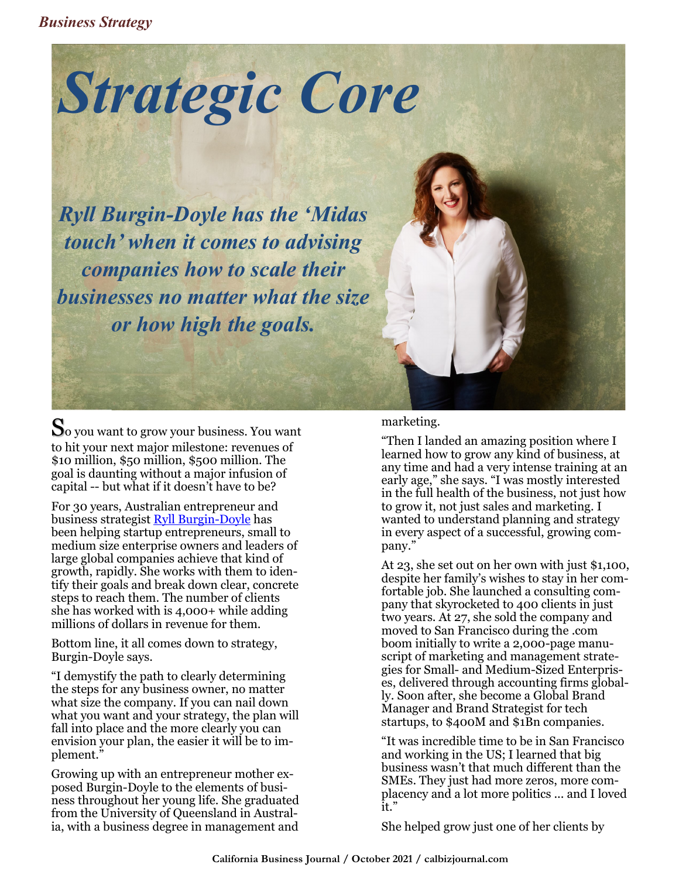*Business Strategy*

# Strategic Core

***Ryll Burgin-Doyle has the 'Midas touch' when it comes to advising companies how to scale their businesses no matter what the size or how high the goals.***

So you want to grow your business. You want to hit your next major milestone: revenues of $10 million, $50 million, $500 million. The goal is daunting without a major infusion of capital -- but what if it doesn't have to be?

For 30 years, Australian entrepreneur and business strategist Ryll Burgin-Doyle has been helping startup entrepreneurs, small to medium size enterprise owners and leaders of large global companies achieve that kind of growth, rapidly. She works with them to identify their goals and break down clear, concrete steps to reach them. The number of clients she has worked with is 4,000+ while adding millions of dollars in revenue for them.

Bottom line, it all comes down to strategy, Burgin-Doyle says.

"I demystify the path to clearly determining the steps for any business owner, no matter what size the company. If you can nail down what you want and your strategy, the plan will fall into place and the more clearly you can envision your plan, the easier it will be to implement."

Growing up with an entrepreneur mother exposed Burgin-Doyle to the elements of business throughout her young life. She graduated from the University of Queensland in Australia, with a business degree in management and marketing.

"Then I landed an amazing position where I learned how to grow any kind of business, at any time and had a very intense training at an early age," she says. "I was mostly interested in the full health of the business, not just how to grow it, not just sales and marketing. I wanted to understand planning and strategy in every aspect of a successful, growing company."

At 23, she set out on her own with just $1,100, despite her family's wishes to stay in her comfortable job. She launched a consulting company that skyrocketed to 400 clients in just two years. At 27, she sold the company and moved to San Francisco during the .com boom initially to write a 2,000-page manuscript of marketing and management strategies for Small- and Medium-Sized Enterprises, delivered through accounting firms globally. Soon after, she become a Global Brand Manager and Brand Strategist for tech startups, to $400M and $1Bn companies.

"It was incredible time to be in San Francisco and working in the US; I learned that big business wasn't that much different than the SMEs. They just had more zeros, more complacency and a lot more politics ... and I loved it."

She helped grow just one of her clients by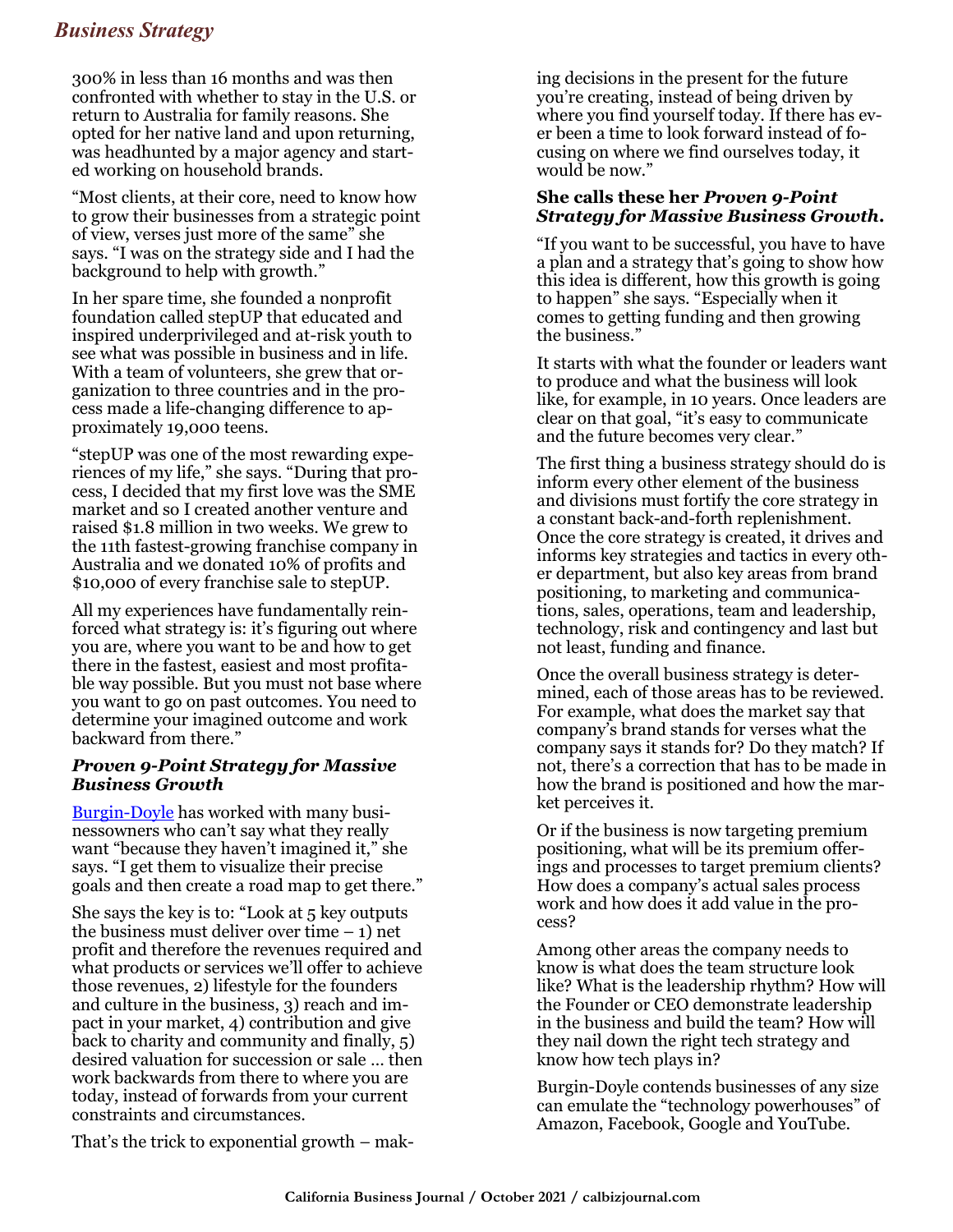300% in less than 16 months and was then confronted with whether to stay in the U.S. or return to Australia for family reasons. She opted for her native land and upon returning, was headhunted by a major agency and started working on household brands.

"Most clients, at their core, need to know how to grow their businesses from a strategic point of view, verses just more of the same" she says. "I was on the strategy side and I had the background to help with growth."

In her spare time, she founded a nonprofit foundation called stepUP that educated and inspired underprivileged and at-risk youth to see what was possible in business and in life. With a team of volunteers, she grew that organization to three countries and in the process made a life-changing difference to approximately 19,000 teens.

"stepUP was one of the most rewarding experiences of my life," she says. "During that process, I decided that my first love was the SME market and so I created another venture and raised $1.8 million in two weeks. We grew to the 11th fastest-growing franchise company in Australia and we donated 10% of profits and $10,000 of every franchise sale to stepUP.

All my experiences have fundamentally reinforced what strategy is: it's figuring out where you are, where you want to be and how to get there in the fastest, easiest and most profitable way possible. But you must not base where you want to go on past outcomes. You need to determine your imagined outcome and work backward from there."

### *Proven 9-Point Strategy for Massive Business Growth*

Burgin-Doyle has worked with many businessowners who can't say what they really want "because they haven't imagined it," she says. "I get them to visualize their precise goals and then create a road map to get there."

She says the key is to: "Look at 5 key outputs the business must deliver over time – 1) net profit and therefore the revenues required and what products or services we'll offer to achieve those revenues, 2) lifestyle for the founders and culture in the business, 3) reach and impact in your market, 4) contribution and give back to charity and community and finally, 5) desired valuation for succession or sale … then work backwards from there to where you are today, instead of forwards from your current constraints and circumstances.

That's the trick to exponential growth – making decisions in the present for the future you're creating, instead of being driven by where you find yourself today. If there has ever been a time to look forward instead of focusing on where we find ourselves today, it would be now."

**She calls these her *Proven 9-Point Strategy for Massive Business Growth.***

"If you want to be successful, you have to have a plan and a strategy that's going to show how this idea is different, how this growth is going to happen" she says. "Especially when it comes to getting funding and then growing the business."

It starts with what the founder or leaders want to produce and what the business will look like, for example, in 10 years. Once leaders are clear on that goal, "it's easy to communicate and the future becomes very clear."

The first thing a business strategy should do is inform every other element of the business and divisions must fortify the core strategy in a constant back-and-forth replenishment. Once the core strategy is created, it drives and informs key strategies and tactics in every other department, but also key areas from brand positioning, to marketing and communications, sales, operations, team and leadership, technology, risk and contingency and last but not least, funding and finance.

Once the overall business strategy is determined, each of those areas has to be reviewed. For example, what does the market say that company's brand stands for verses what the company says it stands for? Do they match? If not, there's a correction that has to be made in how the brand is positioned and how the market perceives it.

Or if the business is now targeting premium positioning, what will be its premium offerings and processes to target premium clients? How does a company's actual sales process work and how does it add value in the process?

Among other areas the company needs to know is what does the team structure look like? What is the leadership rhythm? How will the Founder or CEO demonstrate leadership in the business and build the team? How will they nail down the right tech strategy and know how tech plays in?

Burgin-Doyle contends businesses of any size can emulate the "technology powerhouses" of Amazon, Facebook, Google and YouTube.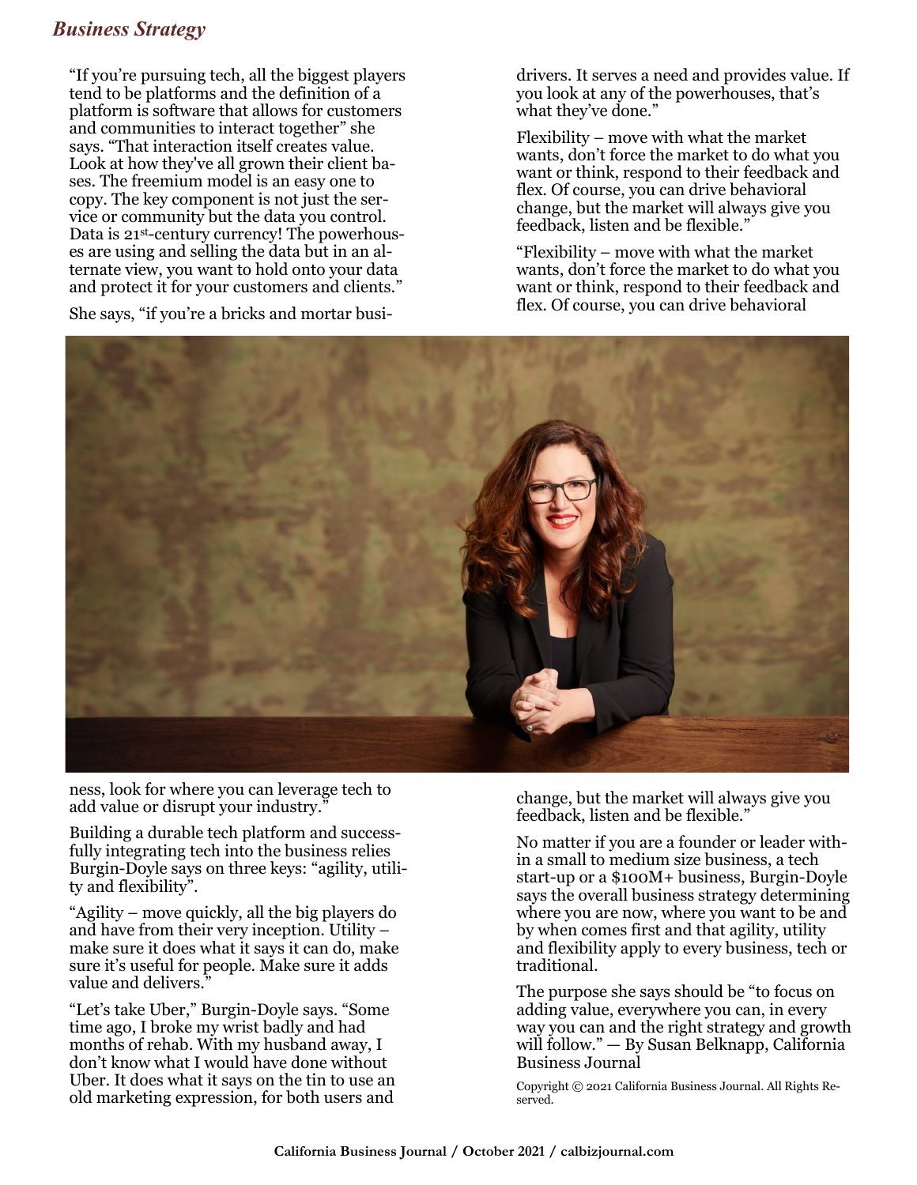“If you’re pursuing tech, all the biggest players tend to be platforms and the definition of a platform is software that allows for customers and communities to interact together” she says. “That interaction itself creates value. Look at how they've all grown their client bases. The freemium model is an easy one to copy. The key component is not just the service or community but the data you control. Data is 21st-century currency! The powerhouses are using and selling the data but in an alternate view, you want to hold onto your data and protect it for your customers and clients.”

She says, “if you’re a bricks and mortar business, look for where you can leverage tech to add value or disrupt your industry.”

Building a durable tech platform and successfully integrating tech into the business relies Burgin-Doyle says on three keys: “agility, utility and flexibility”.

“Agility – move quickly, all the big players do and have from their very inception. Utility – make sure it does what it says it can do, make sure it’s useful for people. Make sure it adds value and delivers.”

“Let’s take Uber,” Burgin-Doyle says. “Some time ago, I broke my wrist badly and had months of rehab. With my husband away, I don’t know what I would have done without Uber. It does what it says on the tin to use an old marketing expression, for both users and drivers. It serves a need and provides value. If you look at any of the powerhouses, that’s what they’ve done.”

Flexibility – move with what the market wants, don’t force the market to do what you want or think, respond to their feedback and flex. Of course, you can drive behavioral change, but the market will always give you feedback, listen and be flexible.”

“Flexibility – move with what the market wants, don’t force the market to do what you want or think, respond to their feedback and flex. Of course, you can drive behavioral change, but the market will always give you feedback, listen and be flexible.”

No matter if you are a founder or leader within a small to medium size business, a tech start-up or a $100M+ business, Burgin-Doyle says the overall business strategy determining where you are now, where you want to be and by when comes first and that agility, utility and flexibility apply to every business, tech or traditional.

The purpose she says should be “to focus on adding value, everywhere you can, in every way you can and the right strategy and growth will follow.” — By Susan Belknapp, California Business Journal

Copyright © 2021 California Business Journal. All Rights Reserved.